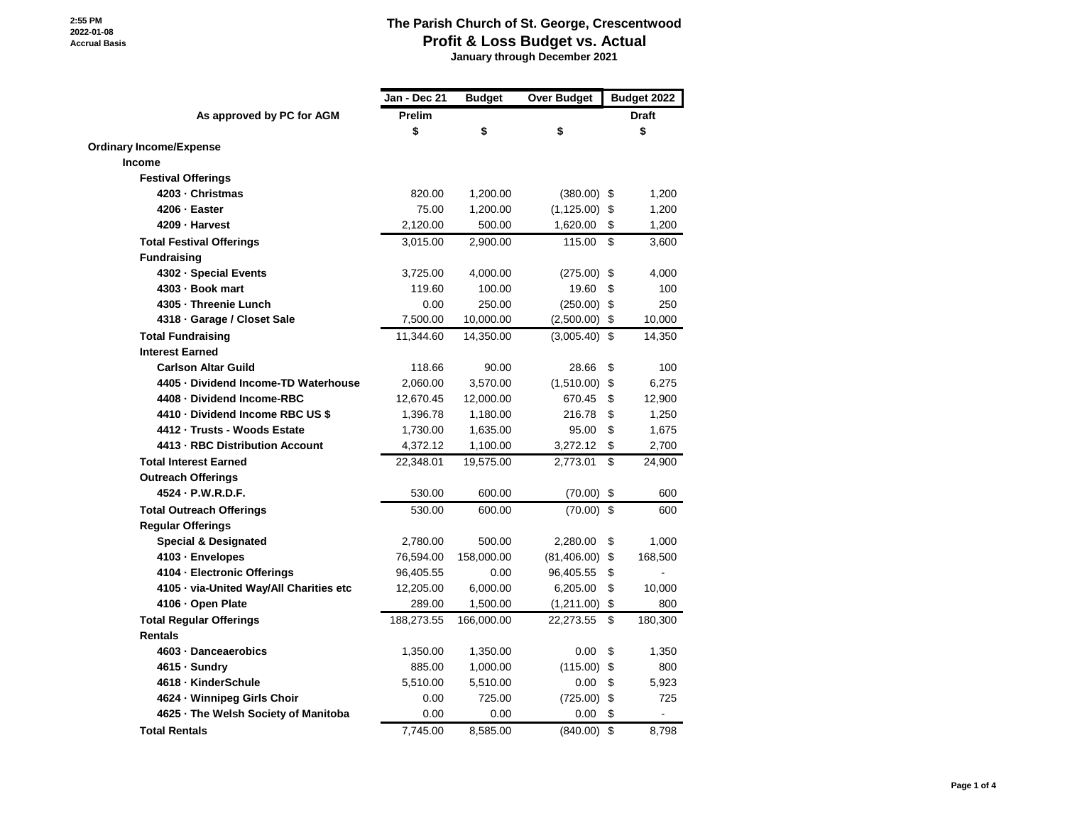2:55 PM
2022-01-08
Accrual Basis

# The Parish Church of St. George, Crescentwood
## Profit & Loss Budget vs. Actual
### January through December 2021

| As approved by PC for AGM | Jan - Dec 21 | Budget | Over Budget | Budget 2022 |
|---|---|---|---|---|
| | Prelim | | | Draft |
| | $ | $ | $ | $ |
| **Ordinary Income/Expense** | | | | |
| **Income** | | | | |
| **Festival Offerings** | | | | |
| **4203 · Christmas** | 820.00 | 1,200.00 | (380.00) | $ 1,200 |
| **4206 · Easter** | 75.00 | 1,200.00 | (1,125.00) | $ 1,200 |
| **4209 · Harvest** | 2,120.00 | 500.00 | 1,620.00 | $ 1,200 |
| **Total Festival Offerings** | 3,015.00 | 2,900.00 | 115.00 | $ 3,600 |
| **Fundraising** | | | | |
| **4302 · Special Events** | 3,725.00 | 4,000.00 | (275.00) | $ 4,000 |
| **4303 · Book mart** | 119.60 | 100.00 | 19.60 | $ 100 |
| **4305 · Threenie Lunch** | 0.00 | 250.00 | (250.00) | $ 250 |
| **4318 · Garage / Closet Sale** | 7,500.00 | 10,000.00 | (2,500.00) | $ 10,000 |
| **Total Fundraising** | 11,344.60 | 14,350.00 | (3,005.40) | $ 14,350 |
| **Interest Earned** | | | | |
| **Carlson Altar Guild** | 118.66 | 90.00 | 28.66 | $ 100 |
| **4405 · Dividend Income-TD Waterhouse** | 2,060.00 | 3,570.00 | (1,510.00) | $ 6,275 |
| **4408 · Dividend Income-RBC** | 12,670.45 | 12,000.00 | 670.45 | $ 12,900 |
| **4410 · Dividend Income RBC US $** | 1,396.78 | 1,180.00 | 216.78 | $ 1,250 |
| **4412 · Trusts - Woods Estate** | 1,730.00 | 1,635.00 | 95.00 | $ 1,675 |
| **4413 · RBC Distribution Account** | 4,372.12 | 1,100.00 | 3,272.12 | $ 2,700 |
| **Total Interest Earned** | 22,348.01 | 19,575.00 | 2,773.01 | $ 24,900 |
| **Outreach Offerings** | | | | |
| **4524 · P.W.R.D.F.** | 530.00 | 600.00 | (70.00) | $ 600 |
| **Total Outreach Offerings** | 530.00 | 600.00 | (70.00) | $ 600 |
| **Regular Offerings** | | | | |
| **Special & Designated** | 2,780.00 | 500.00 | 2,280.00 | $ 1,000 |
| **4103 · Envelopes** | 76,594.00 | 158,000.00 | (81,406.00) | $ 168,500 |
| **4104 · Electronic Offerings** | 96,405.55 | 0.00 | 96,405.55 | $ - |
| **4105 · via-United Way/All Charities etc** | 12,205.00 | 6,000.00 | 6,205.00 | $ 10,000 |
| **4106 · Open Plate** | 289.00 | 1,500.00 | (1,211.00) | $ 800 |
| **Total Regular Offerings** | 188,273.55 | 166,000.00 | 22,273.55 | $ 180,300 |
| **Rentals** | | | | |
| **4603 · Danceaerobics** | 1,350.00 | 1,350.00 | 0.00 | $ 1,350 |
| **4615 · Sundry** | 885.00 | 1,000.00 | (115.00) | $ 800 |
| **4618 · KinderSchule** | 5,510.00 | 5,510.00 | 0.00 | $ 5,923 |
| **4624 · Winnipeg Girls Choir** | 0.00 | 725.00 | (725.00) | $ 725 |
| **4625 · The Welsh Society of Manitoba** | 0.00 | 0.00 | 0.00 | $ - |
| **Total Rentals** | 7,745.00 | 8,585.00 | (840.00) | $ 8,798 |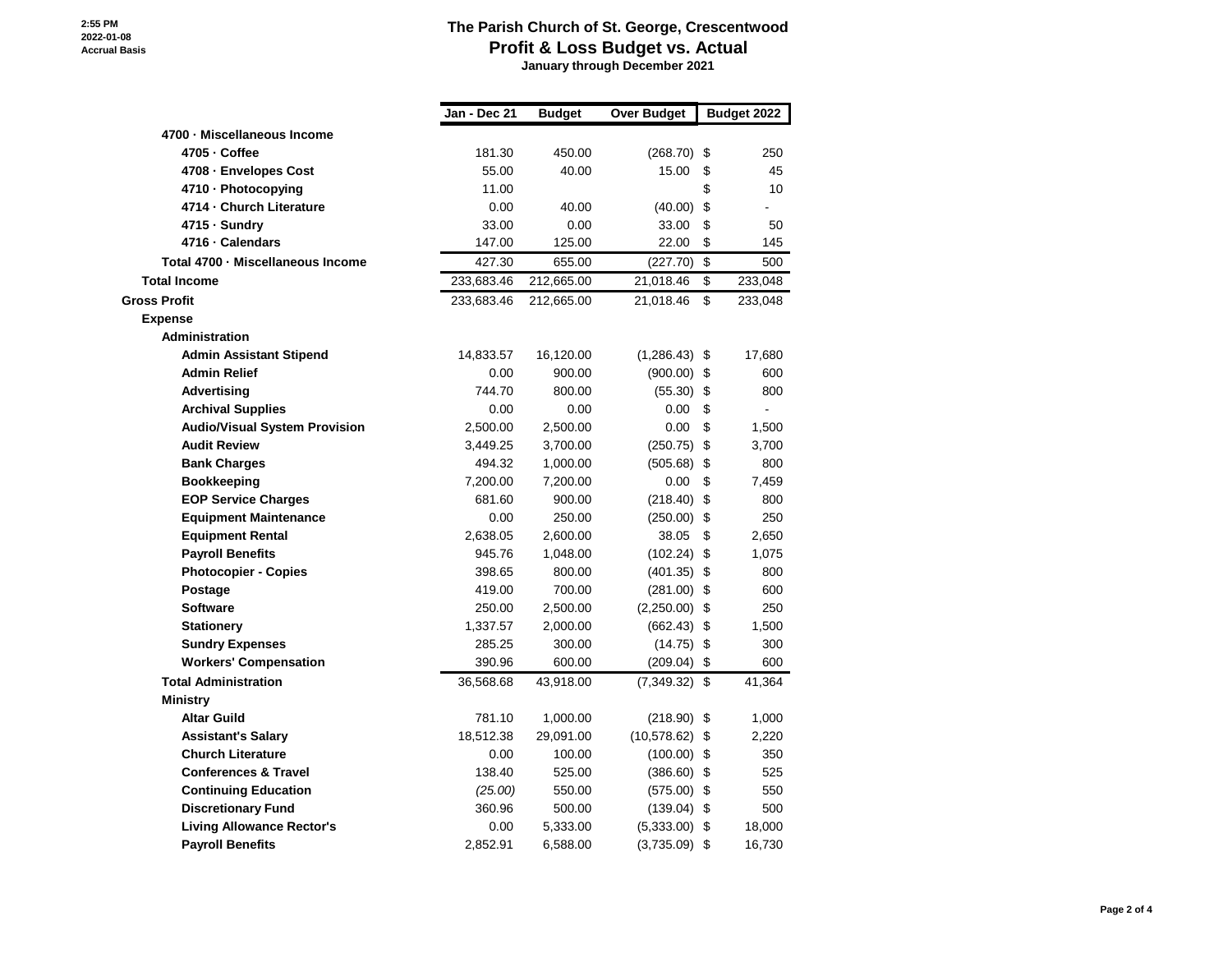**The Parish Church of St. George, Crescentwood**
**Profit & Loss Budget vs. Actual**
**January through December 2021**

2:55 PM
2022-01-08
Accrual Basis

| | Jan - Dec 21 | Budget | Over Budget | Budget 2022 |
|---|---|---|---|---|
| **4700 · Miscellaneous Income** | | | | |
| **4705 · Coffee** | 181.30 | 450.00 | (268.70) | $ 250 |
| **4708 · Envelopes Cost** | 55.00 | 40.00 | 15.00 | $ 45 |
| **4710 · Photocopying** | 11.00 | | | $ 10 |
| **4714 · Church Literature** | 0.00 | 40.00 | (40.00) | $ - |
| **4715 · Sundry** | 33.00 | 0.00 | 33.00 | $ 50 |
| **4716 · Calendars** | 147.00 | 125.00 | 22.00 | $ 145 |
| **Total 4700 · Miscellaneous Income** | 427.30 | 655.00 | (227.70) | $ 500 |
| **Total Income** | 233,683.46 | 212,665.00 | 21,018.46 | $ 233,048 |
| **Gross Profit** | 233,683.46 | 212,665.00 | 21,018.46 | $ 233,048 |
| **Expense** | | | | |
| **Administration** | | | | |
| **Admin Assistant Stipend** | 14,833.57 | 16,120.00 | (1,286.43) | $ 17,680 |
| **Admin Relief** | 0.00 | 900.00 | (900.00) | $ 600 |
| **Advertising** | 744.70 | 800.00 | (55.30) | $ 800 |
| **Archival Supplies** | 0.00 | 0.00 | 0.00 | $ - |
| **Audio/Visual System Provision** | 2,500.00 | 2,500.00 | 0.00 | $ 1,500 |
| **Audit Review** | 3,449.25 | 3,700.00 | (250.75) | $ 3,700 |
| **Bank Charges** | 494.32 | 1,000.00 | (505.68) | $ 800 |
| **Bookkeeping** | 7,200.00 | 7,200.00 | 0.00 | $ 7,459 |
| **EOP Service Charges** | 681.60 | 900.00 | (218.40) | $ 800 |
| **Equipment Maintenance** | 0.00 | 250.00 | (250.00) | $ 250 |
| **Equipment Rental** | 2,638.05 | 2,600.00 | 38.05 | $ 2,650 |
| **Payroll Benefits** | 945.76 | 1,048.00 | (102.24) | $ 1,075 |
| **Photocopier - Copies** | 398.65 | 800.00 | (401.35) | $ 800 |
| **Postage** | 419.00 | 700.00 | (281.00) | $ 600 |
| **Software** | 250.00 | 2,500.00 | (2,250.00) | $ 250 |
| **Stationery** | 1,337.57 | 2,000.00 | (662.43) | $ 1,500 |
| **Sundry Expenses** | 285.25 | 300.00 | (14.75) | $ 300 |
| **Workers' Compensation** | 390.96 | 600.00 | (209.04) | $ 600 |
| **Total Administration** | 36,568.68 | 43,918.00 | (7,349.32) | $ 41,364 |
| **Ministry** | | | | |
| **Altar Guild** | 781.10 | 1,000.00 | (218.90) | $ 1,000 |
| **Assistant's Salary** | 18,512.38 | 29,091.00 | (10,578.62) | $ 2,220 |
| **Church Literature** | 0.00 | 100.00 | (100.00) | $ 350 |
| **Conferences & Travel** | 138.40 | 525.00 | (386.60) | $ 525 |
| **Continuing Education** | *(25.00)* | 550.00 | (575.00) | $ 550 |
| **Discretionary Fund** | 360.96 | 500.00 | (139.04) | $ 500 |
| **Living Allowance Rector's** | 0.00 | 5,333.00 | (5,333.00) | $ 18,000 |
| **Payroll Benefits** | 2,852.91 | 6,588.00 | (3,735.09) | $ 16,730 |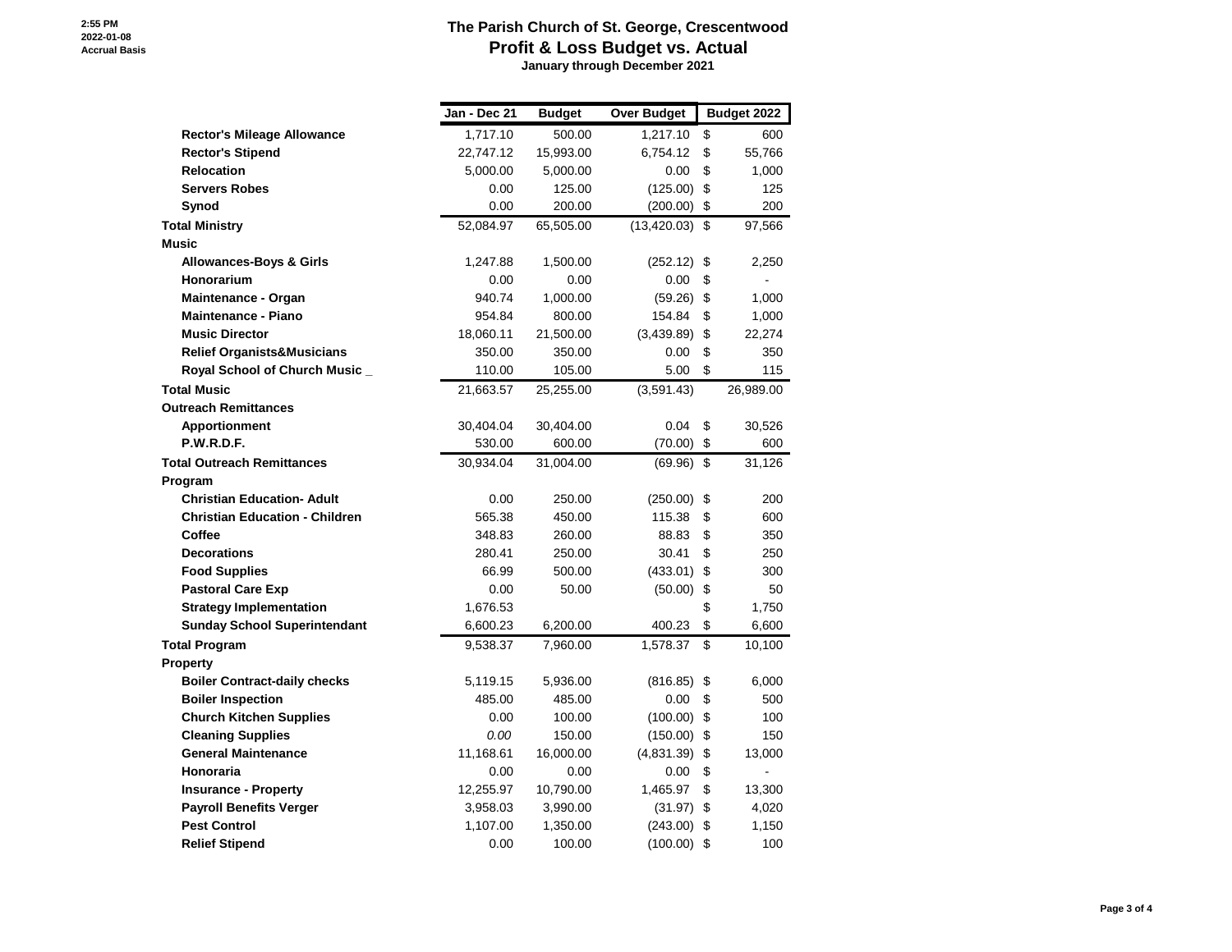# The Parish Church of St. George, Crescentwood

## Profit & Loss Budget vs. Actual

**January through December 2021**

2:55 PM
2022-01-08
Accrual Basis

| | Jan - Dec 21 | Budget | Over Budget | Budget 2022 |
|---|---|---|---|---|
| **Rector's Mileage Allowance** | 1,717.10 | 500.00 | 1,217.10 | $ 600 |
| **Rector's Stipend** | 22,747.12 | 15,993.00 | 6,754.12 | $ 55,766 |
| **Relocation** | 5,000.00 | 5,000.00 | 0.00 | $ 1,000 |
| **Servers Robes** | 0.00 | 125.00 | (125.00) | $ 125 |
| **Synod** | 0.00 | 200.00 | (200.00) | $ 200 |
| **Total Ministry** | 52,084.97 | 65,505.00 | (13,420.03) | $ 97,566 |
| **Music** | | | | |
| **Allowances-Boys & Girls** | 1,247.88 | 1,500.00 | (252.12) | $ 2,250 |
| **Honorarium** | 0.00 | 0.00 | 0.00 | $ - |
| **Maintenance - Organ** | 940.74 | 1,000.00 | (59.26) | $ 1,000 |
| **Maintenance - Piano** | 954.84 | 800.00 | 154.84 | $ 1,000 |
| **Music Director** | 18,060.11 | 21,500.00 | (3,439.89) | $ 22,274 |
| **Relief Organists&Musicians** | 350.00 | 350.00 | 0.00 | $ 350 |
| **Royal School of Church Music _** | 110.00 | 105.00 | 5.00 | $ 115 |
| **Total Music** | 21,663.57 | 25,255.00 | (3,591.43) | 26,989.00 |
| **Outreach Remittances** | | | | |
| **Apportionment** | 30,404.04 | 30,404.00 | 0.04 | $ 30,526 |
| **P.W.R.D.F.** | 530.00 | 600.00 | (70.00) | $ 600 |
| **Total Outreach Remittances** | 30,934.04 | 31,004.00 | (69.96) | $ 31,126 |
| **Program** | | | | |
| **Christian Education- Adult** | 0.00 | 250.00 | (250.00) | $ 200 |
| **Christian Education - Children** | 565.38 | 450.00 | 115.38 | $ 600 |
| **Coffee** | 348.83 | 260.00 | 88.83 | $ 350 |
| **Decorations** | 280.41 | 250.00 | 30.41 | $ 250 |
| **Food Supplies** | 66.99 | 500.00 | (433.01) | $ 300 |
| **Pastoral Care Exp** | 0.00 | 50.00 | (50.00) | $ 50 |
| **Strategy Implementation** | 1,676.53 | | | $ 1,750 |
| **Sunday School Superintendant** | 6,600.23 | 6,200.00 | 400.23 | $ 6,600 |
| **Total Program** | 9,538.37 | 7,960.00 | 1,578.37 | $ 10,100 |
| **Property** | | | | |
| **Boiler Contract-daily checks** | 5,119.15 | 5,936.00 | (816.85) | $ 6,000 |
| **Boiler Inspection** | 485.00 | 485.00 | 0.00 | $ 500 |
| **Church Kitchen Supplies** | 0.00 | 100.00 | (100.00) | $ 100 |
| **Cleaning Supplies** | *0.00* | 150.00 | (150.00) | $ 150 |
| **General Maintenance** | 11,168.61 | 16,000.00 | (4,831.39) | $ 13,000 |
| **Honoraria** | 0.00 | 0.00 | 0.00 | $ - |
| **Insurance - Property** | 12,255.97 | 10,790.00 | 1,465.97 | $ 13,300 |
| **Payroll Benefits Verger** | 3,958.03 | 3,990.00 | (31.97) | $ 4,020 |
| **Pest Control** | 1,107.00 | 1,350.00 | (243.00) | $ 1,150 |
| **Relief Stipend** | 0.00 | 100.00 | (100.00) | $ 100 |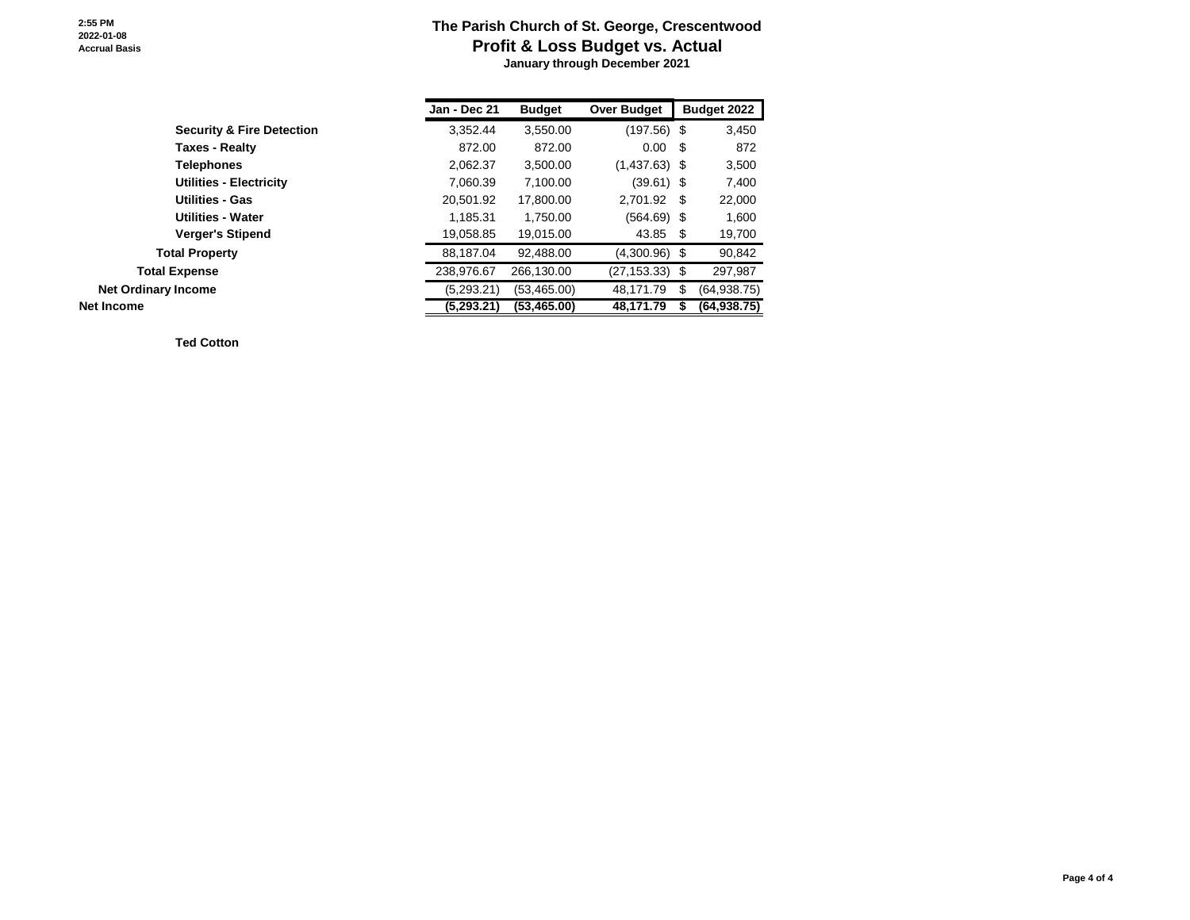**The Parish Church of St. George, Crescentwood**

**Profit & Loss Budget vs. Actual**

**January through December 2021**

2:55 PM
2022-01-08
Accrual Basis

| | Jan - Dec 21 | Budget | Over Budget | Budget 2022 |
|---|---|---|---|---|
| Security & Fire Detection | 3,352.44 | 3,550.00 | (197.56) | $ 3,450 |
| Taxes - Realty | 872.00 | 872.00 | 0.00 | $ 872 |
| Telephones | 2,062.37 | 3,500.00 | (1,437.63) | $ 3,500 |
| Utilities - Electricity | 7,060.39 | 7,100.00 | (39.61) | $ 7,400 |
| Utilities - Gas | 20,501.92 | 17,800.00 | 2,701.92 | $ 22,000 |
| Utilities - Water | 1,185.31 | 1,750.00 | (564.69) | $ 1,600 |
| Verger's Stipend | 19,058.85 | 19,015.00 | 43.85 | $ 19,700 |
| Total Property | 88,187.04 | 92,488.00 | (4,300.96) | $ 90,842 |
| Total Expense | 238,976.67 | 266,130.00 | (27,153.33) | $ 297,987 |
| Net Ordinary Income | (5,293.21) | (53,465.00) | 48,171.79 | $ (64,938.75) |
| **Net Income** | **(5,293.21)** | **(53,465.00)** | **48,171.79** | **$ (64,938.75)** |

**Ted Cotton**